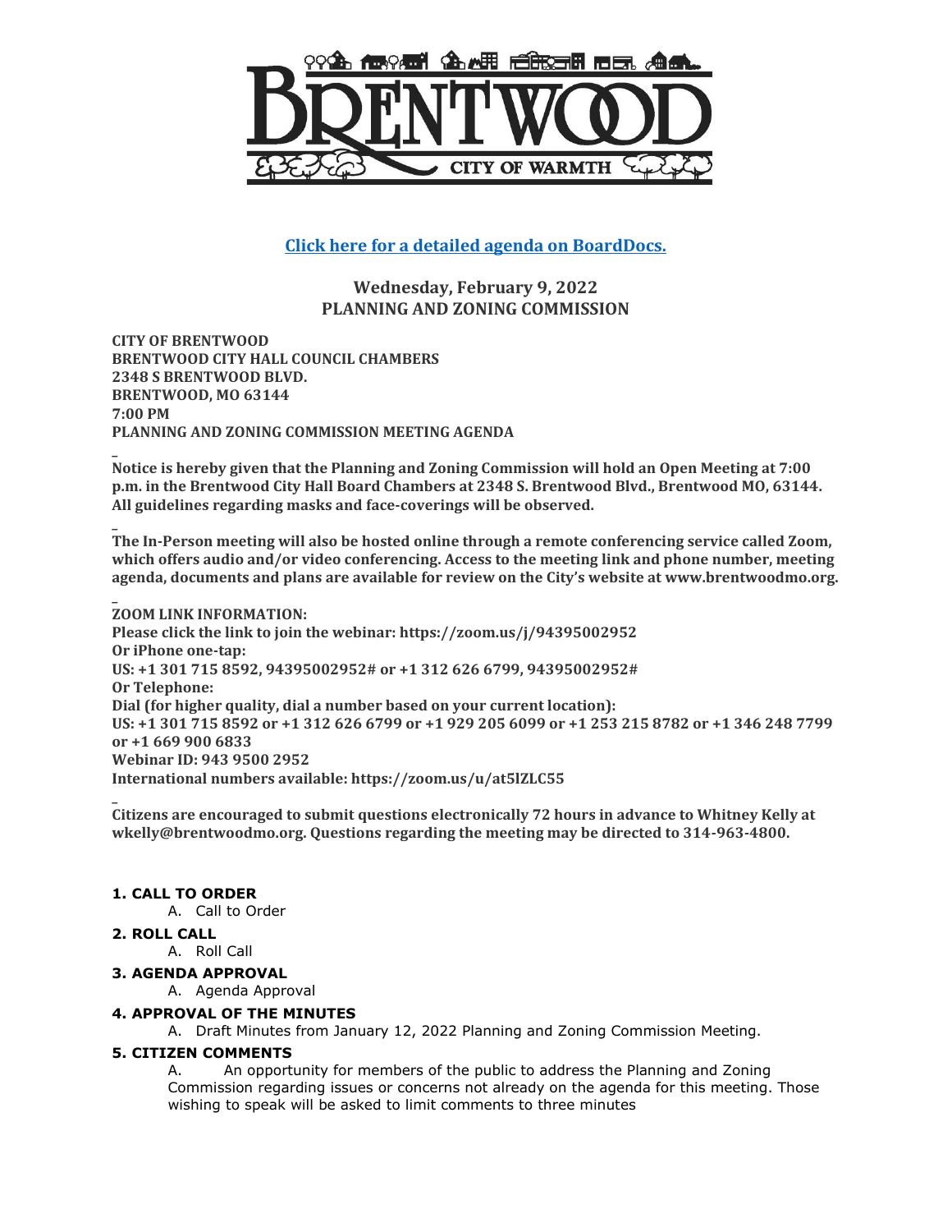[Click here for a detailed agenda on BoardDocs.]

## Wednesday, February 9, 2022
## PLANNING AND ZONING COMMISSION

**CITY OF BRENTWOOD**
**BRENTWOOD CITY HALL COUNCIL CHAMBERS**
**2348 S BRENTWOOD BLVD.**
**BRENTWOOD, MO 63144**
**7:00 PM**
**PLANNING AND ZONING COMMISSION MEETING AGENDA**

**Notice is hereby given that the Planning and Zoning Commission will hold an Open Meeting at 7:00 p.m. in the Brentwood City Hall Board Chambers at 2348 S. Brentwood Blvd., Brentwood MO, 63144. All guidelines regarding masks and face-coverings will be observed.**

**The In-Person meeting will also be hosted online through a remote conferencing service called Zoom, which offers audio and/or video conferencing. Access to the meeting link and phone number, meeting agenda, documents and plans are available for review on the City's website at www.brentwoodmo.org.**

**ZOOM LINK INFORMATION:**
**Please click the link to join the webinar: https://zoom.us/j/94395002952**
**Or iPhone one-tap:**
**US: +1 301 715 8592, 94395002952# or +1 312 626 6799, 94395002952#**
**Or Telephone:**
**Dial (for higher quality, dial a number based on your current location):**
**US: +1 301 715 8592 or +1 312 626 6799 or +1 929 205 6099 or +1 253 215 8782 or +1 346 248 7799 or +1 669 900 6833**
**Webinar ID: 943 9500 2952**
**International numbers available: https://zoom.us/u/at5lZLC55**

**Citizens are encouraged to submit questions electronically 72 hours in advance to Whitney Kelly at wkelly@brentwoodmo.org. Questions regarding the meeting may be directed to 314-963-4800.**

**1. CALL TO ORDER**
A. Call to Order

**2. ROLL CALL**
A. Roll Call

**3. AGENDA APPROVAL**
A. Agenda Approval

**4. APPROVAL OF THE MINUTES**
A. Draft Minutes from January 12, 2022 Planning and Zoning Commission Meeting.

**5. CITIZEN COMMENTS**
A. An opportunity for members of the public to address the Planning and Zoning Commission regarding issues or concerns not already on the agenda for this meeting. Those wishing to speak will be asked to limit comments to three minutes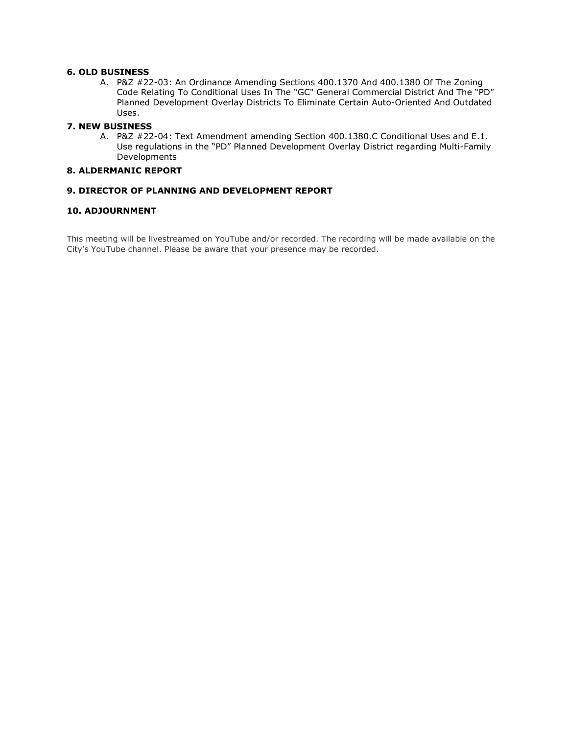**6. OLD BUSINESS**

A. P&Z #22-03: An Ordinance Amending Sections 400.1370 And 400.1380 Of The Zoning Code Relating To Conditional Uses In The "GC" General Commercial District And The "PD" Planned Development Overlay Districts To Eliminate Certain Auto-Oriented And Outdated Uses.

**7. NEW BUSINESS**

A. P&Z #22-04: Text Amendment amending Section 400.1380.C Conditional Uses and E.1. Use regulations in the "PD" Planned Development Overlay District regarding Multi-Family Developments

**8. ALDERMANIC REPORT**

**9. DIRECTOR OF PLANNING AND DEVELOPMENT REPORT**

**10. ADJOURNMENT**

This meeting will be livestreamed on YouTube and/or recorded. The recording will be made available on the City's YouTube channel. Please be aware that your presence may be recorded.